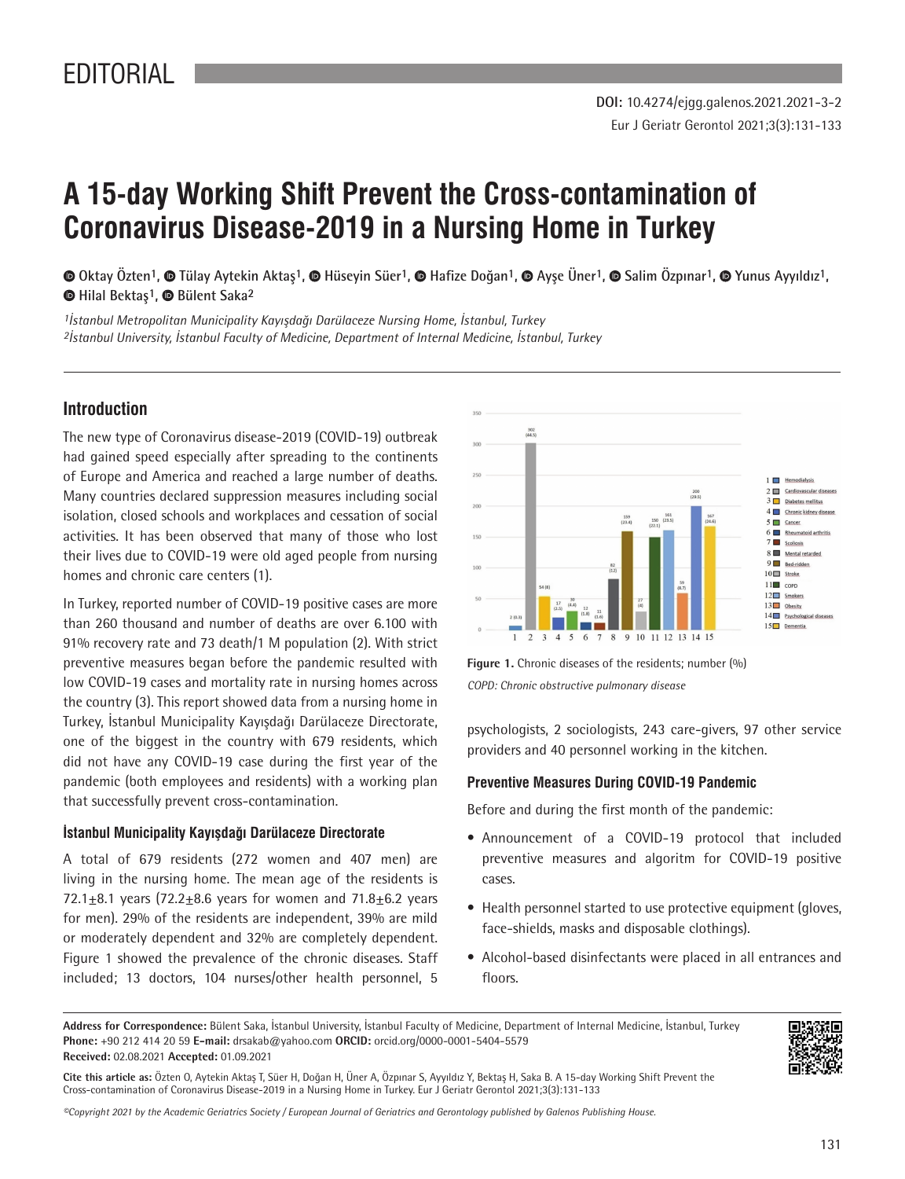EDITORIAL

DOI: 10.4274/ejgg.galenos.2021.2021-3-2

# A 15-day Working Shift Prevent the Cross-contamination of Coronavirus Disease-2019 in a Nursing Home in Turkey

Oktay Özten[1], Tülay Aytekin Aktaş[1], Hüseyin Süer[1], Hafize Doğan[1], Ayşe Üner[1], Salim Özpınar[1], Yunus Ayyıldız[1], Hilal Bektaş[1], Bülent Saka[2]

[1]*İstanbul Metropolitan Municipality Kayışdağı Darülaceze Nursing Home, İstanbul, Turkey*
[2]*İstanbul University, İstanbul Faculty of Medicine, Department of Internal Medicine, İstanbul, Turkey*

## Introduction

The new type of Coronavirus disease-2019 (COVID-19) outbreak had gained speed especially after spreading to the continents of Europe and America and reached a large number of deaths. Many countries declared suppression measures including social isolation, closed schools and workplaces and cessation of social activities. It has been observed that many of those who lost their lives due to COVID-19 were old aged people from nursing homes and chronic care centers (1).

In Turkey, reported number of COVID-19 positive cases are more than 260 thousand and number of deaths are over 6.100 with 91% recovery rate and 73 death/1 M population (2). With strict preventive measures began before the pandemic resulted with low COVID-19 cases and mortality rate in nursing homes across the country (3). This report showed data from a nursing home in Turkey, İstanbul Municipality Kayışdağı Darülaceze Directorate, one of the biggest in the country with 679 residents, which did not have any COVID-19 case during the first year of the pandemic (both employees and residents) with a working plan that successfully prevent cross-contamination.

### İstanbul Municipality Kayışdağı Darülaceze Directorate

A total of 679 residents (272 women and 407 men) are living in the nursing home. The mean age of the residents is 72.1±8.1 years (72.2±8.6 years for women and 71.8±6.2 years for men). 29% of the residents are independent, 39% are mild or moderately dependent and 32% are completely dependent. Figure 1 showed the prevalence of the chronic diseases. Staff included; 13 doctors, 104 nurses/other health personnel, 5 psychologists, 2 sociologists, 243 care-givers, 97 other service providers and 40 personnel working in the kitchen.

Figure 1. Chronic diseases of the residents; number (%)

*COPD: Chronic obstructive pulmonary disease*

### Preventive Measures During COVID-19 Pandemic

Before and during the first month of the pandemic:

- Announcement of a COVID-19 protocol that included preventive measures and algoritm for COVID-19 positive cases.
- Health personnel started to use protective equipment (gloves, face-shields, masks and disposable clothings).
- Alcohol-based disinfectants were placed in all entrances and floors.

**Address for Correspondence:** Bülent Saka, İstanbul University, İstanbul Faculty of Medicine, Department of Internal Medicine, İstanbul, Turkey
**Phone:** +90 212 414 20 59 **E-mail:** drsakab@yahoo.com **ORCID:** orcid.org/0000-0001-5404-5579
**Received:** 02.08.2021 **Accepted:** 01.09.2021

**Cite this article as:** Özten O, Aytekin Aktaş T, Süer H, Doğan H, Üner A, Özpınar S, Ayyıldız Y, Bektaş H, Saka B. A 15-day Working Shift Prevent the Cross-contamination of Coronavirus Disease-2019 in a Nursing Home in Turkey. Eur J Geriatr Gerontol 2021;3(3):131-133

*©Copyright 2021 by the Academic Geriatrics Society / European Journal of Geriatrics and Gerontology published by Galenos Publishing House.*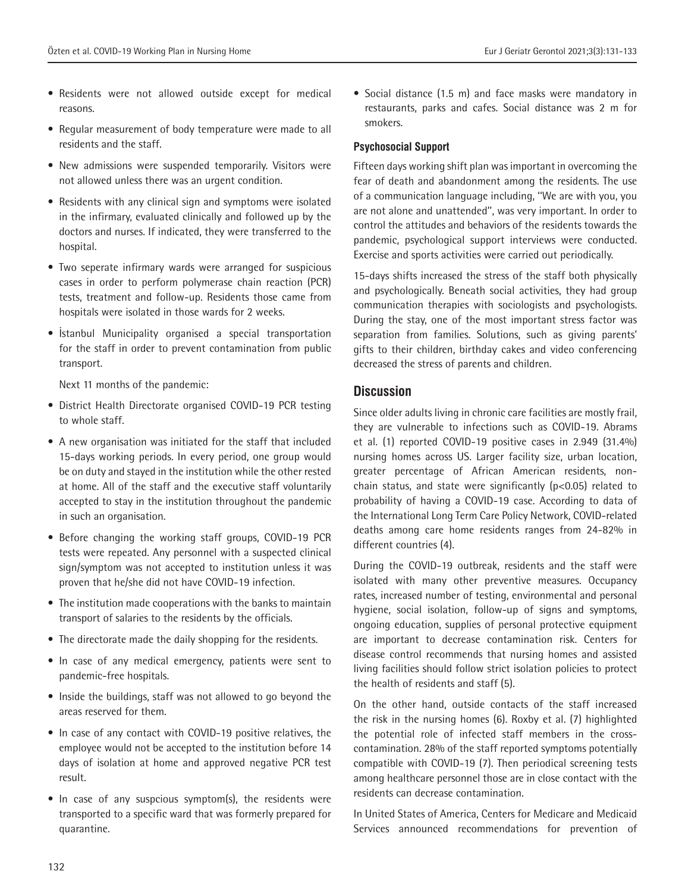- Residents were not allowed outside except for medical reasons.
- Regular measurement of body temperature were made to all residents and the staff.
- New admissions were suspended temporarily. Visitors were not allowed unless there was an urgent condition.
- Residents with any clinical sign and symptoms were isolated in the infirmary, evaluated clinically and followed up by the doctors and nurses. If indicated, they were transferred to the hospital.
- Two seperate infirmary wards were arranged for suspicious cases in order to perform polymerase chain reaction (PCR) tests, treatment and follow-up. Residents those came from hospitals were isolated in those wards for 2 weeks.
- İstanbul Municipality organised a special transportation for the staff in order to prevent contamination from public transport.

Next 11 months of the pandemic:

- District Health Directorate organised COVID-19 PCR testing to whole staff.
- A new organisation was initiated for the staff that included 15-days working periods. In every period, one group would be on duty and stayed in the institution while the other rested at home. All of the staff and the executive staff voluntarily accepted to stay in the institution throughout the pandemic in such an organisation.
- Before changing the working staff groups, COVID-19 PCR tests were repeated. Any personnel with a suspected clinical sign/symptom was not accepted to institution unless it was proven that he/she did not have COVID-19 infection.
- The institution made cooperations with the banks to maintain transport of salaries to the residents by the officials.
- The directorate made the daily shopping for the residents.
- In case of any medical emergency, patients were sent to pandemic-free hospitals.
- Inside the buildings, staff was not allowed to go beyond the areas reserved for them.
- In case of any contact with COVID-19 positive relatives, the employee would not be accepted to the institution before 14 days of isolation at home and approved negative PCR test result.
- In case of any suspcious symptom(s), the residents were transported to a specific ward that was formerly prepared for quarantine.
- Social distance (1.5 m) and face masks were mandatory in restaurants, parks and cafes. Social distance was 2 m for smokers.

### Psychosocial Support

Fifteen days working shift plan was important in overcoming the fear of death and abandonment among the residents. The use of a communication language including, "We are with you, you are not alone and unattended", was very important. In order to control the attitudes and behaviors of the residents towards the pandemic, psychological support interviews were conducted. Exercise and sports activities were carried out periodically.

15-days shifts increased the stress of the staff both physically and psychologically. Beneath social activities, they had group communication therapies with sociologists and psychologists. During the stay, one of the most important stress factor was separation from families. Solutions, such as giving parents' gifts to their children, birthday cakes and video conferencing decreased the stress of parents and children.

## Discussion

Since older adults living in chronic care facilities are mostly frail, they are vulnerable to infections such as COVID-19. Abrams et al. (1) reported COVID-19 positive cases in 2.949 (31.4%) nursing homes across US. Larger facility size, urban location, greater percentage of African American residents, non-chain status, and state were significantly ($p<0.05$) related to probability of having a COVID-19 case. According to data of the International Long Term Care Policy Network, COVID-related deaths among care home residents ranges from 24-82% in different countries (4).

During the COVID-19 outbreak, residents and the staff were isolated with many other preventive measures. Occupancy rates, increased number of testing, environmental and personal hygiene, social isolation, follow-up of signs and symptoms, ongoing education, supplies of personal protective equipment are important to decrease contamination risk. Centers for disease control recommends that nursing homes and assisted living facilities should follow strict isolation policies to protect the health of residents and staff (5).

On the other hand, outside contacts of the staff increased the risk in the nursing homes (6). Roxby et al. (7) highlighted the potential role of infected staff members in the cross-contamination. 28% of the staff reported symptoms potentially compatible with COVID-19 (7). Then periodical screening tests among healthcare personnel those are in close contact with the residents can decrease contamination.

In United States of America, Centers for Medicare and Medicaid Services announced recommendations for prevention of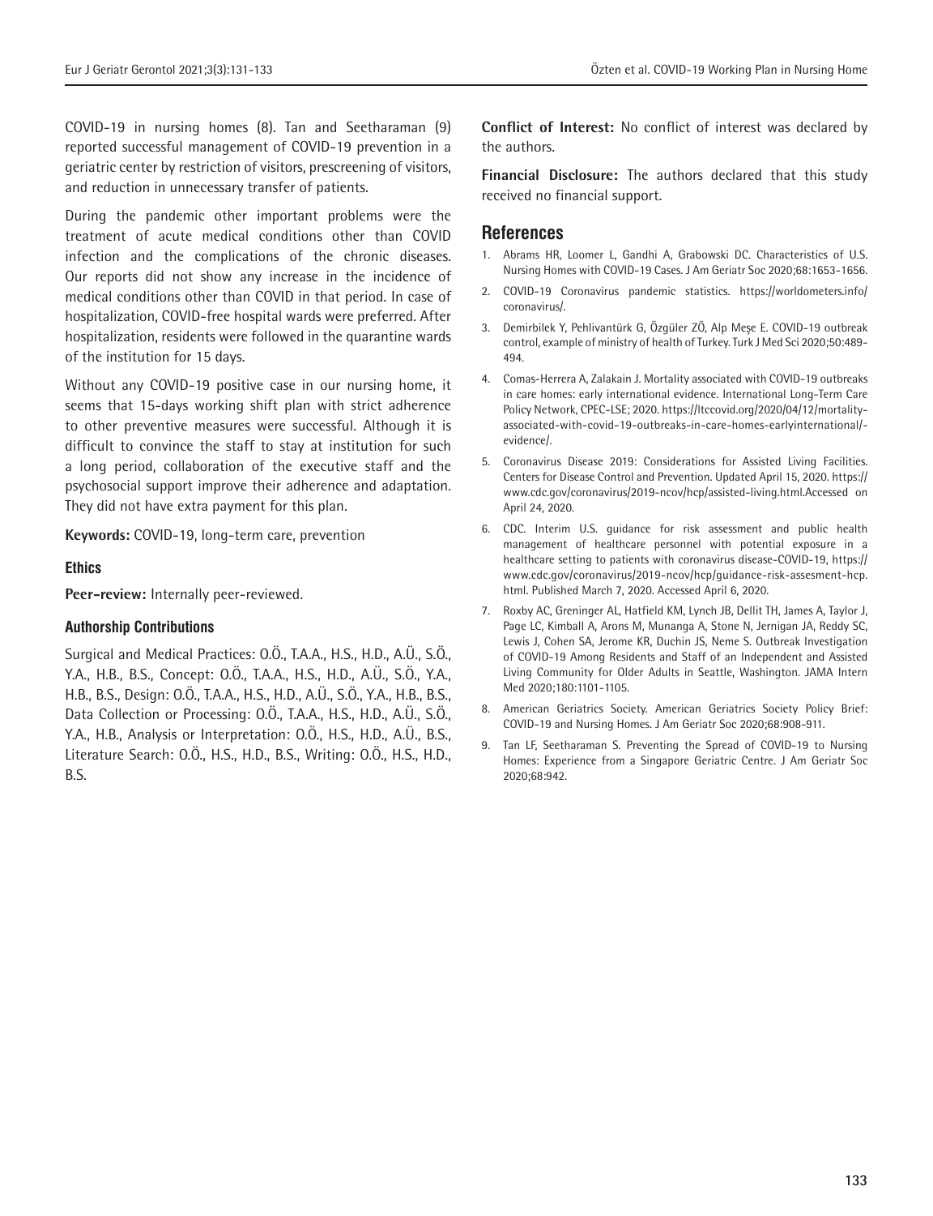COVID-19 in nursing homes (8). Tan and Seetharaman (9) reported successful management of COVID-19 prevention in a geriatric center by restriction of visitors, prescreening of visitors, and reduction in unnecessary transfer of patients.

During the pandemic other important problems were the treatment of acute medical conditions other than COVID infection and the complications of the chronic diseases. Our reports did not show any increase in the incidence of medical conditions other than COVID in that period. In case of hospitalization, COVID-free hospital wards were preferred. After hospitalization, residents were followed in the quarantine wards of the institution for 15 days.

Without any COVID-19 positive case in our nursing home, it seems that 15-days working shift plan with strict adherence to other preventive measures were successful. Although it is difficult to convince the staff to stay at institution for such a long period, collaboration of the executive staff and the psychosocial support improve their adherence and adaptation. They did not have extra payment for this plan.

**Keywords:** COVID-19, long-term care, prevention

### Ethics

**Peer-review:** Internally peer-reviewed.

### Authorship Contributions

Surgical and Medical Practices: O.Ö., T.A.A., H.S., H.D., A.Ü., S.Ö., Y.A., H.B., B.S., Concept: O.Ö., T.A.A., H.S., H.D., A.Ü., S.Ö., Y.A., H.B., B.S., Design: O.Ö., T.A.A., H.S., H.D., A.Ü., S.Ö., Y.A., H.B., B.S., Data Collection or Processing: O.Ö., T.A.A., H.S., H.D., A.Ü., S.Ö., Y.A., H.B., Analysis or Interpretation: O.Ö., H.S., H.D., A.Ü., B.S., Literature Search: O.Ö., H.S., H.D., B.S., Writing: O.Ö., H.S., H.D., B.S.

**Conflict of Interest:** No conflict of interest was declared by the authors.

**Financial Disclosure:** The authors declared that this study received no financial support.

## References

1. Abrams HR, Loomer L, Gandhi A, Grabowski DC. Characteristics of U.S. Nursing Homes with COVID-19 Cases. J Am Geriatr Soc 2020;68:1653-1656.
2. COVID-19 Coronavirus pandemic statistics. https://worldometers.info/coronavirus/.
3. Demirbilek Y, Pehlivantürk G, Özgüler ZÖ, Alp Meşe E. COVID-19 outbreak control, example of ministry of health of Turkey. Turk J Med Sci 2020;50:489-494.
4. Comas-Herrera A, Zalakain J. Mortality associated with COVID-19 outbreaks in care homes: early international evidence. International Long-Term Care Policy Network, CPEC-LSE; 2020. https://ltccovid.org/2020/04/12/mortality-associated-with-covid-19-outbreaks-in-care-homes-earlyinternational/-evidence/.
5. Coronavirus Disease 2019: Considerations for Assisted Living Facilities. Centers for Disease Control and Prevention. Updated April 15, 2020. https://www.cdc.gov/coronavirus/2019-ncov/hcp/assisted-living.html.Accessed on April 24, 2020.
6. CDC. Interim U.S. guidance for risk assessment and public health management of healthcare personnel with potential exposure in a healthcare setting to patients with coronavirus disease-COVID-19, https://www.cdc.gov/coronavirus/2019-ncov/hcp/guidance-risk-assesment-hcp.html. Published March 7, 2020. Accessed April 6, 2020.
7. Roxby AC, Greninger AL, Hatfield KM, Lynch JB, Dellit TH, James A, Taylor J, Page LC, Kimball A, Arons M, Munanga A, Stone N, Jernigan JA, Reddy SC, Lewis J, Cohen SA, Jerome KR, Duchin JS, Neme S. Outbreak Investigation of COVID-19 Among Residents and Staff of an Independent and Assisted Living Community for Older Adults in Seattle, Washington. JAMA Intern Med 2020;180:1101-1105.
8. American Geriatrics Society. American Geriatrics Society Policy Brief: COVID-19 and Nursing Homes. J Am Geriatr Soc 2020;68:908-911.
9. Tan LF, Seetharaman S. Preventing the Spread of COVID-19 to Nursing Homes: Experience from a Singapore Geriatric Centre. J Am Geriatr Soc 2020;68:942.